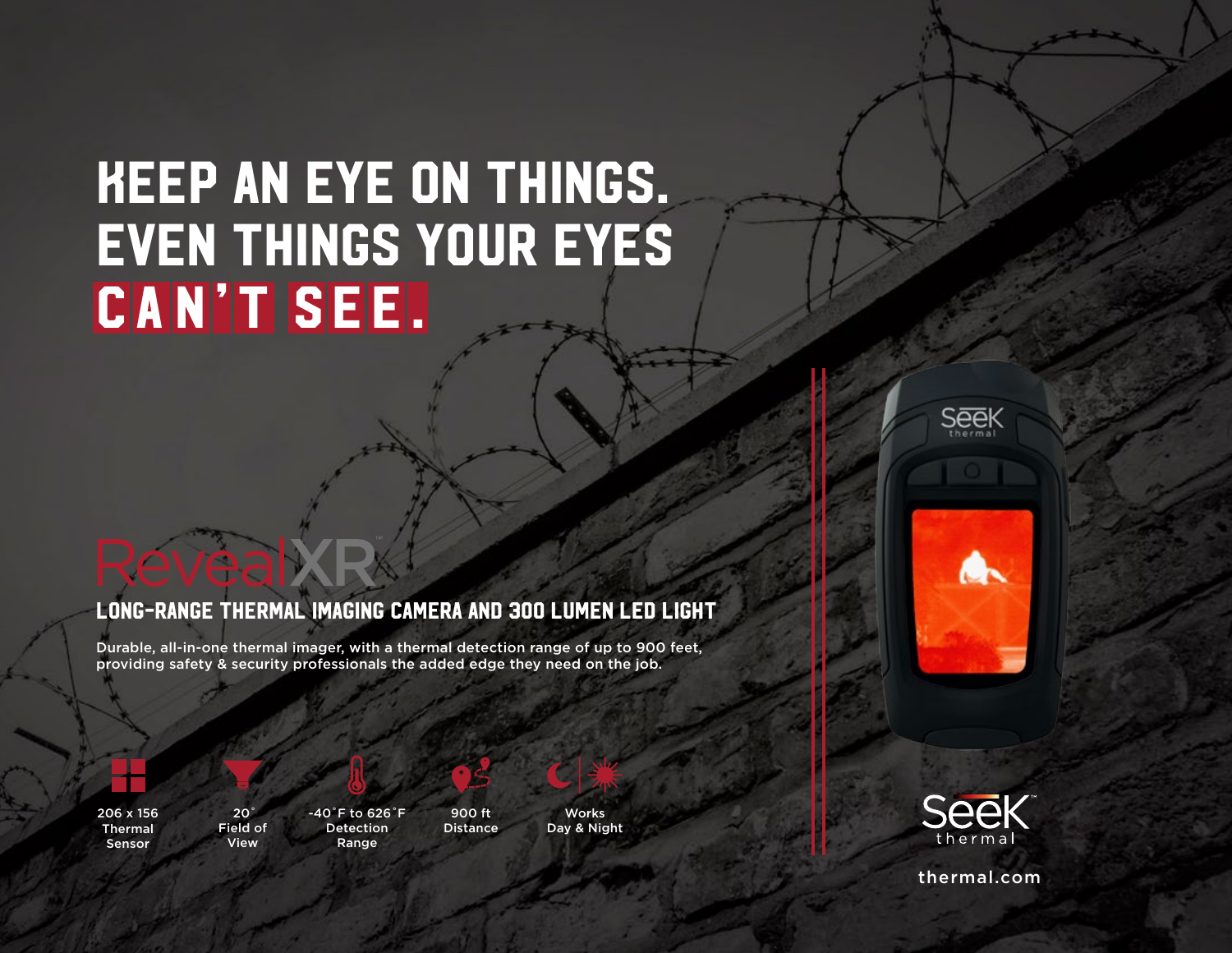# KEEP AN EYE ON THINGS. EVEN THINGS YOUR EYES CAN'T SEE.

## RevealXR™

### LONG-RANGE THERMAL IMAGING CAMERA AND 300 LUMEN LED LIGHT

Durable, all-in-one thermal imager, with a thermal detection range of up to 900 feet, providing safety & security professionals the added edge they need on the job.

- 206 x 156 Thermal Sensor
- 20˚ Field of View
- -40˚F to 626˚F Detection Range
- 900 ft Distance
- Works Day & Night

Seek thermal™

thermal.com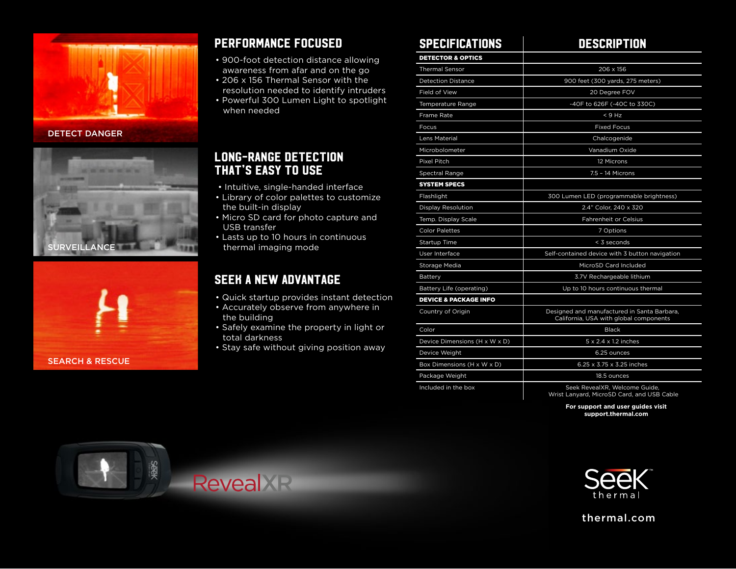DETECT DANGER

SURVEILLANCE

SEARCH & RESCUE

## PERFORMANCE FOCUSED

- 900-foot detection distance allowing awareness from afar and on the go
- 206 x 156 Thermal Sensor with the resolution needed to identify intruders
- Powerful 300 Lumen Light to spotlight when needed

## LONG-RANGE DETECTION THAT'S EASY TO USE

- Intuitive, single-handed interface
- Library of color palettes to customize the built-in display
- Micro SD card for photo capture and USB transfer
- Lasts up to 10 hours in continuous thermal imaging mode

## SEEK A NEW ADVANTAGE

- Quick startup provides instant detection
- Accurately observe from anywhere in the building
- Safely examine the property in light or total darkness
- Stay safe without giving position away

| SPECIFICATIONS | DESCRIPTION |
| --- | --- |
| **DETECTOR & OPTICS** | |
| Thermal Sensor | 206 x 156 |
| Detection Distance | 900 feet (300 yards, 275 meters) |
| Field of View | 20 Degree FOV |
| Temperature Range | -40F to 626F (-40C to 330C) |
| Frame Rate | < 9 Hz |
| Focus | Fixed Focus |
| Lens Material | Chalcogenide |
| Microbolometer | Vanadium Oxide |
| Pixel Pitch | 12 Microns |
| Spectral Range | 7.5 – 14 Microns |
| **SYSTEM SPECS** | |
| Flashlight | 300 Lumen LED (programmable brightness) |
| Display Resolution | 2.4" Color, 240 x 320 |
| Temp. Display Scale | Fahrenheit or Celsius |
| Color Palettes | 7 Options |
| Startup Time | < 3 seconds |
| User Interface | Self-contained device with 3 button navigation |
| Storage Media | MicroSD Card Included |
| Battery | 3.7V Rechargeable lithium |
| Battery Life (operating) | Up to 10 hours continuous thermal |
| **DEVICE & PACKAGE INFO** | |
| Country of Origin | Designed and manufactured in Santa Barbara, California, USA with global components |
| Color | Black |
| Device Dimensions (H x W x D) | 5 x 2.4 x 1.2 inches |
| Device Weight | 6.25 ounces |
| Box Dimensions (H x W x D) | 6.25 x 3.75 x 3.25 inches |
| Package Weight | 18.5 ounces |
| Included in the box | Seek RevealXR, Welcome Guide, Wrist Lanyard, MicroSD Card, and USB Cable |

**For support and user guides visit support.thermal.com**

RevealXR

Seek thermal

thermal.com